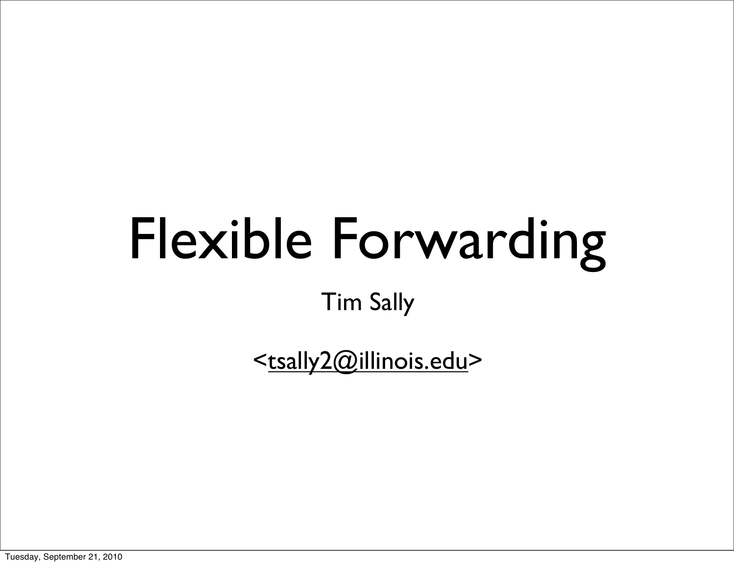# Flexible Forwarding

Tim Sally

<tsally2@illinois.edu>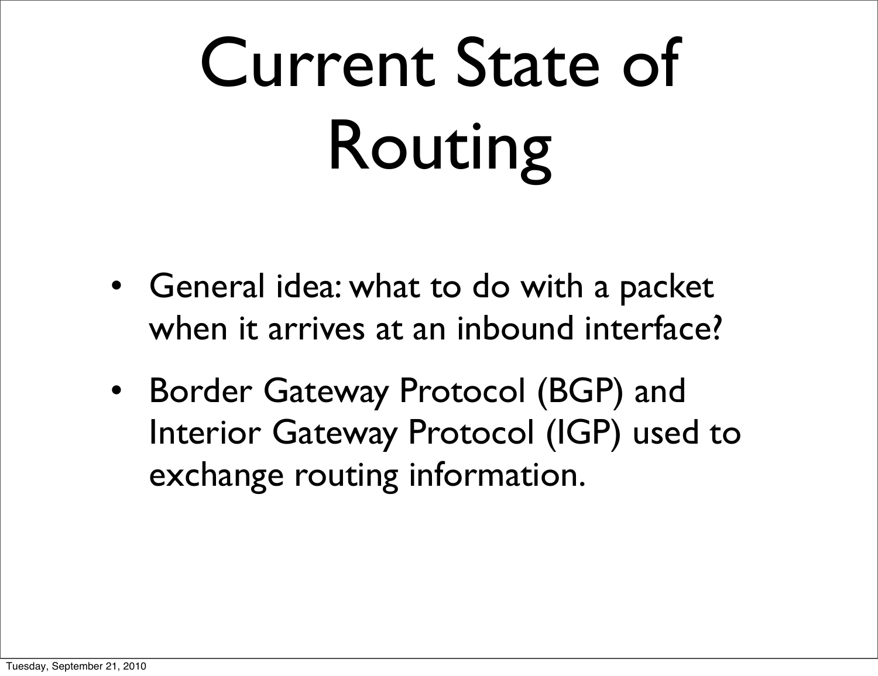# Current State of Routing

- General idea: what to do with a packet when it arrives at an inbound interface?
- Border Gateway Protocol (BGP) and Interior Gateway Protocol (IGP) used to exchange routing information.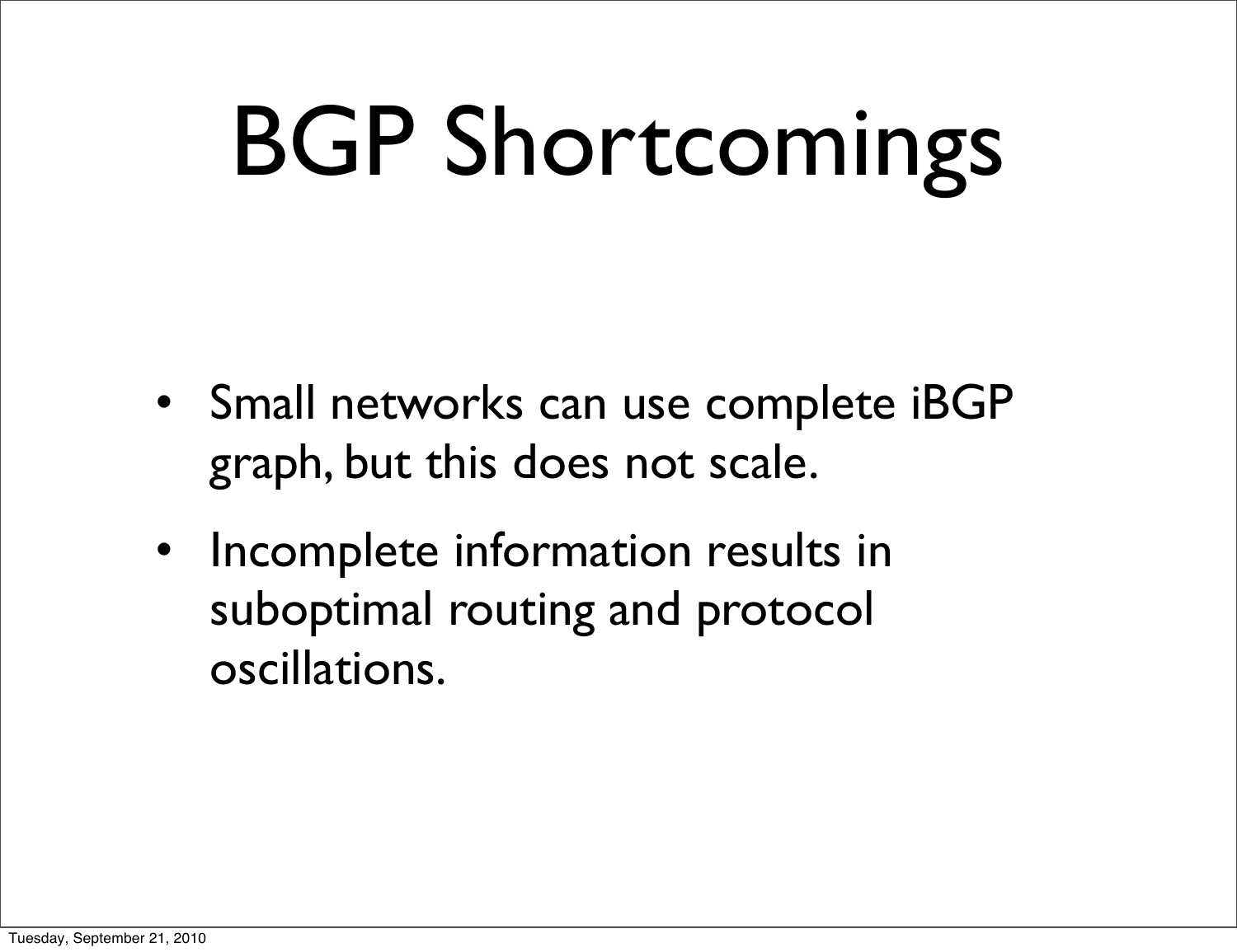# BGP Shortcomings

- Small networks can use complete iBGP graph, but this does not scale.
- Incomplete information results in suboptimal routing and protocol oscillations.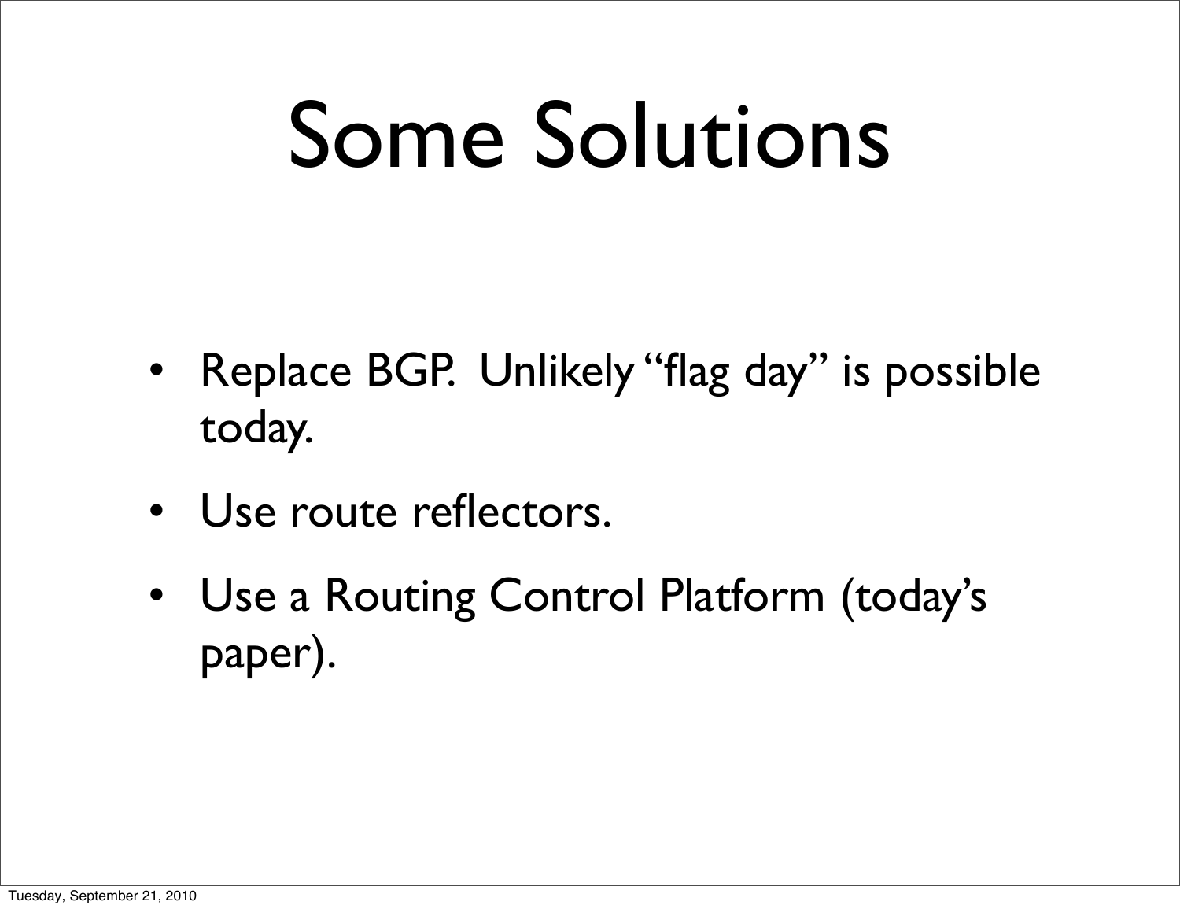# Some Solutions

- Replace BGP. Unlikely "flag day" is possible today.
- Use route reflectors.
- Use a Routing Control Platform (today's paper).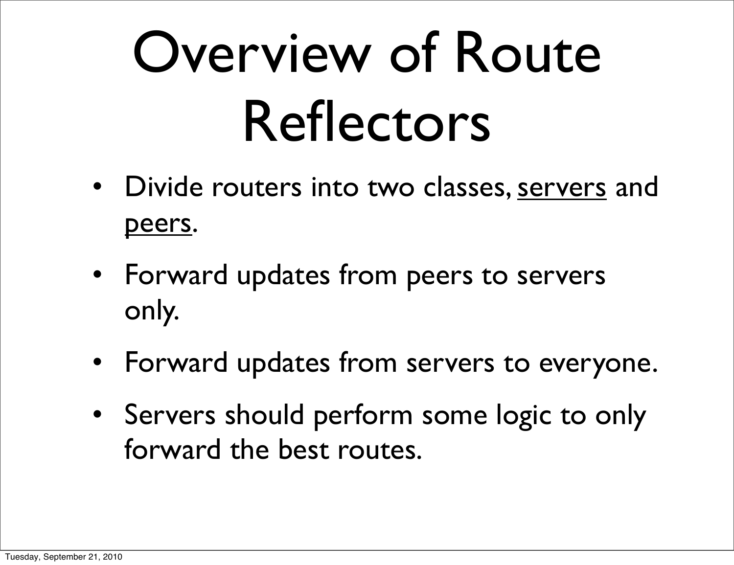# Overview of Route Reflectors

- Divide routers into two classes, <u>servers</u> and <u>peers</u>.
- Forward updates from peers to servers only.
- Forward updates from servers to everyone.
- Servers should perform some logic to only forward the best routes.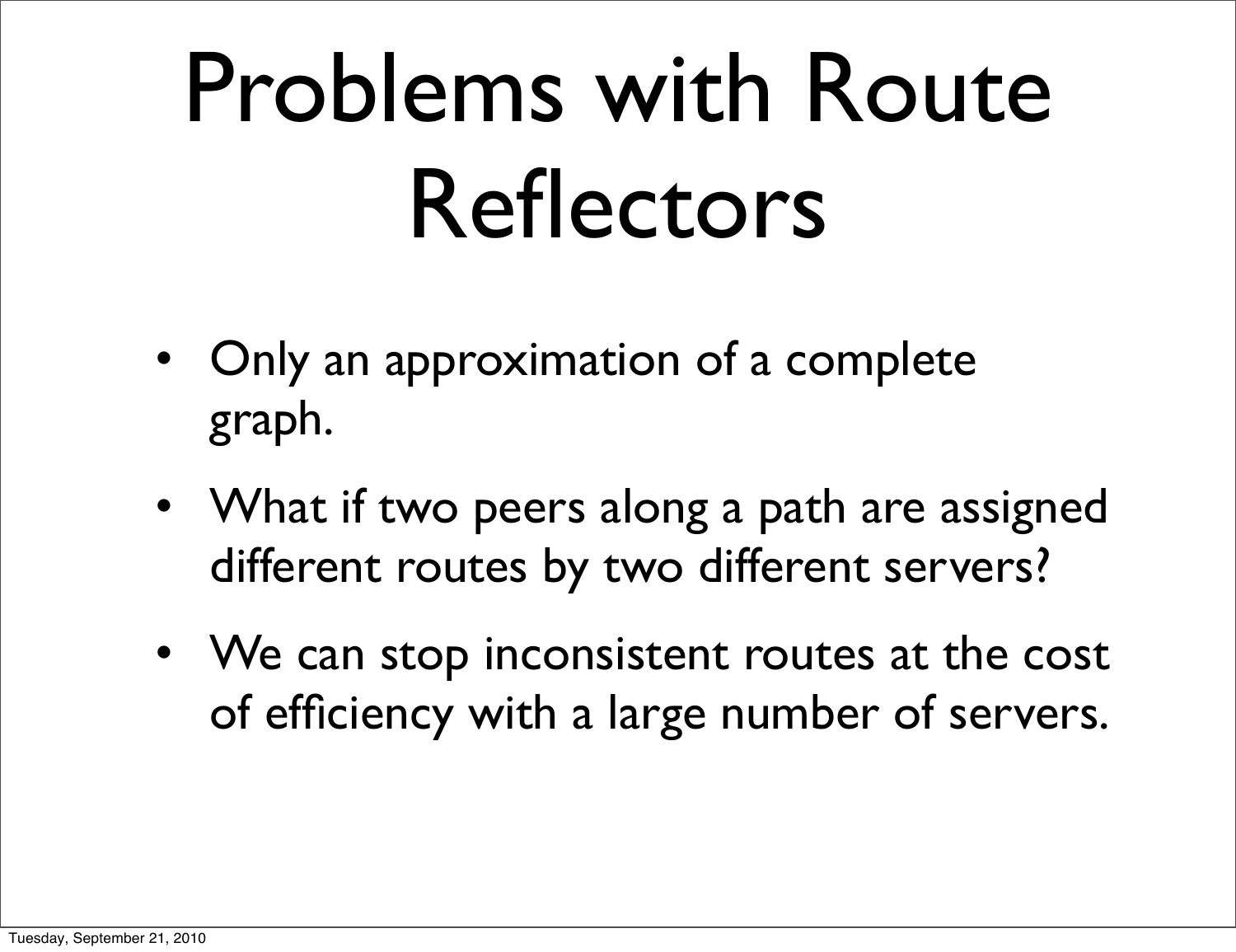# Problems with Route Reflectors

- Only an approximation of a complete graph.
- What if two peers along a path are assigned different routes by two different servers?
- We can stop inconsistent routes at the cost of efficiency with a large number of servers.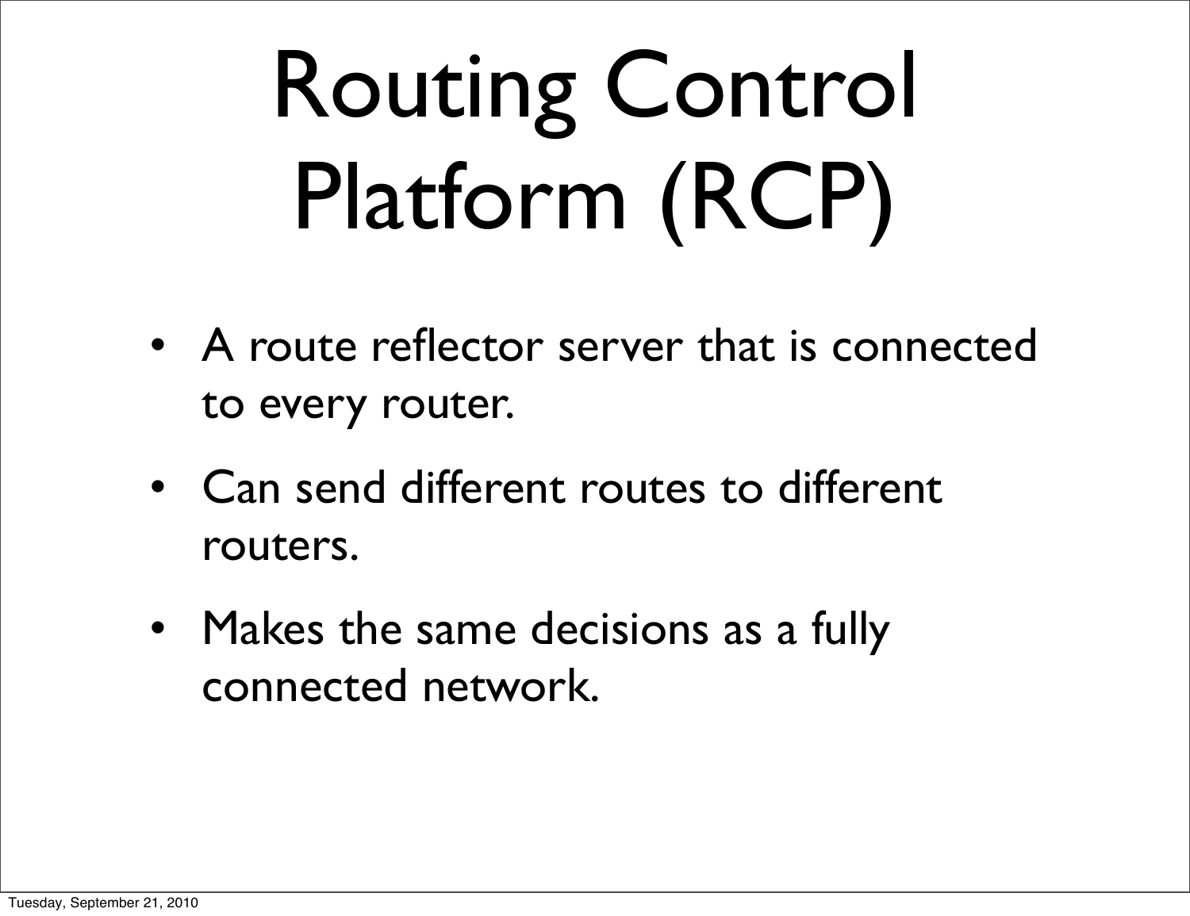# Routing Control Platform (RCP)

- A route reflector server that is connected to every router.
- Can send different routes to different routers.
- Makes the same decisions as a fully connected network.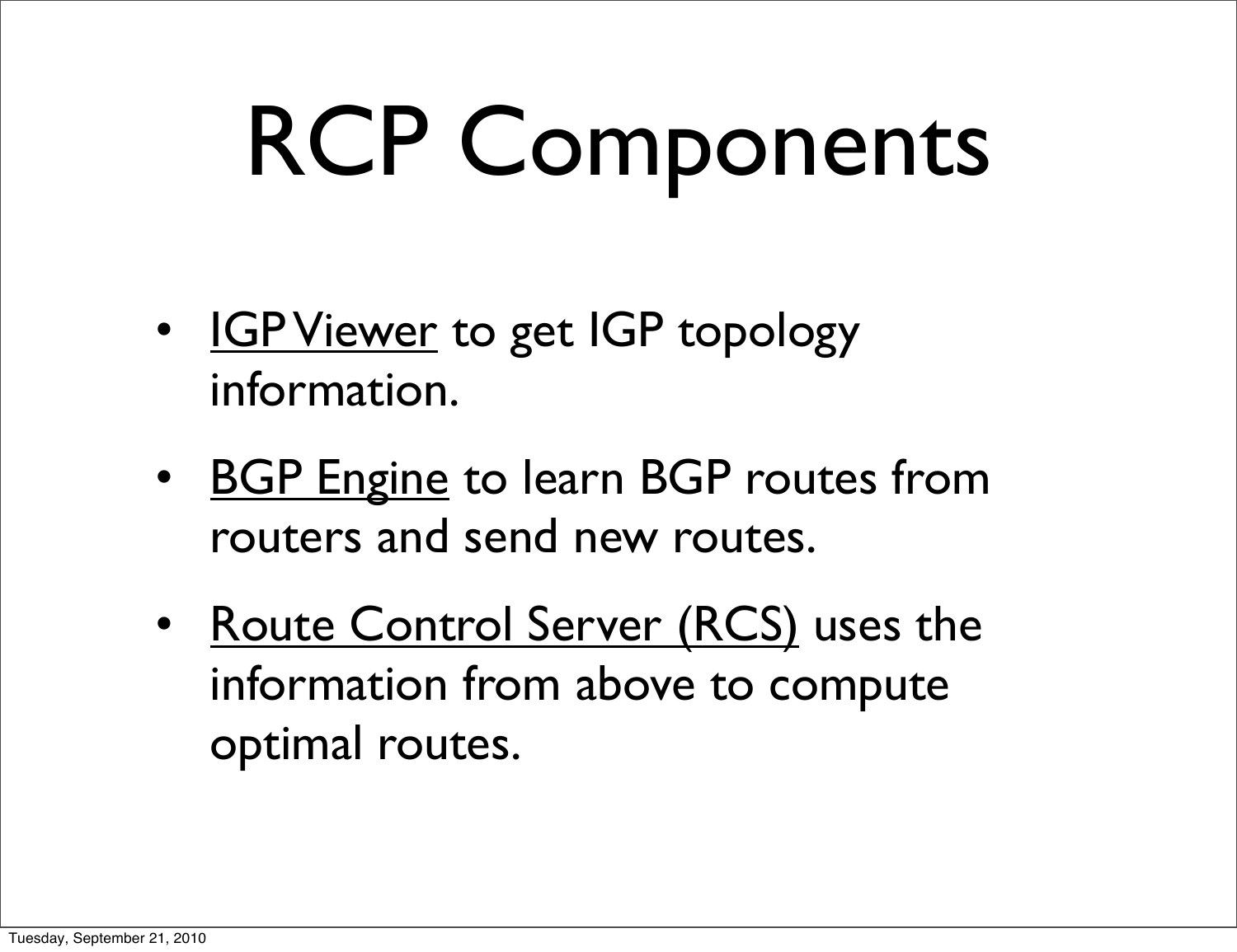# RCP Components

- IGP Viewer to get IGP topology information.
- BGP Engine to learn BGP routes from routers and send new routes.
- Route Control Server (RCS) uses the information from above to compute optimal routes.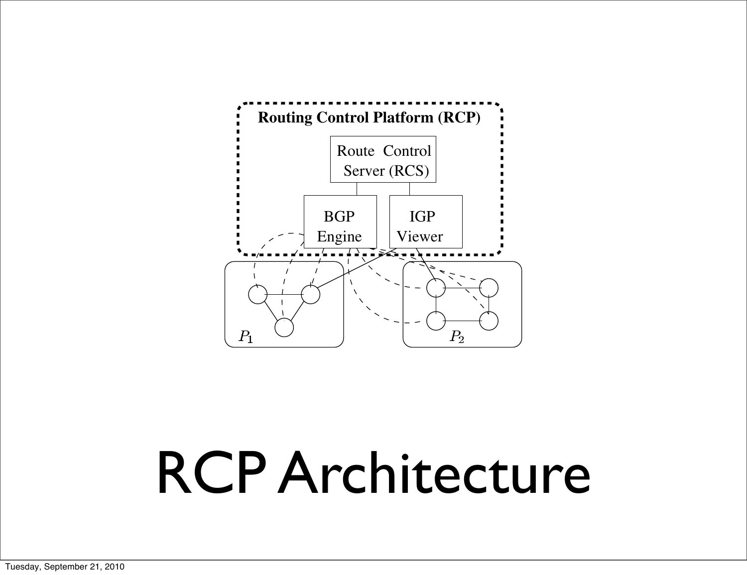# RCP Architecture

Routing Control Platform (RCP)

Route Control Server (RCS)

BGP Engine

IGP Viewer

$P_1$

$P_2$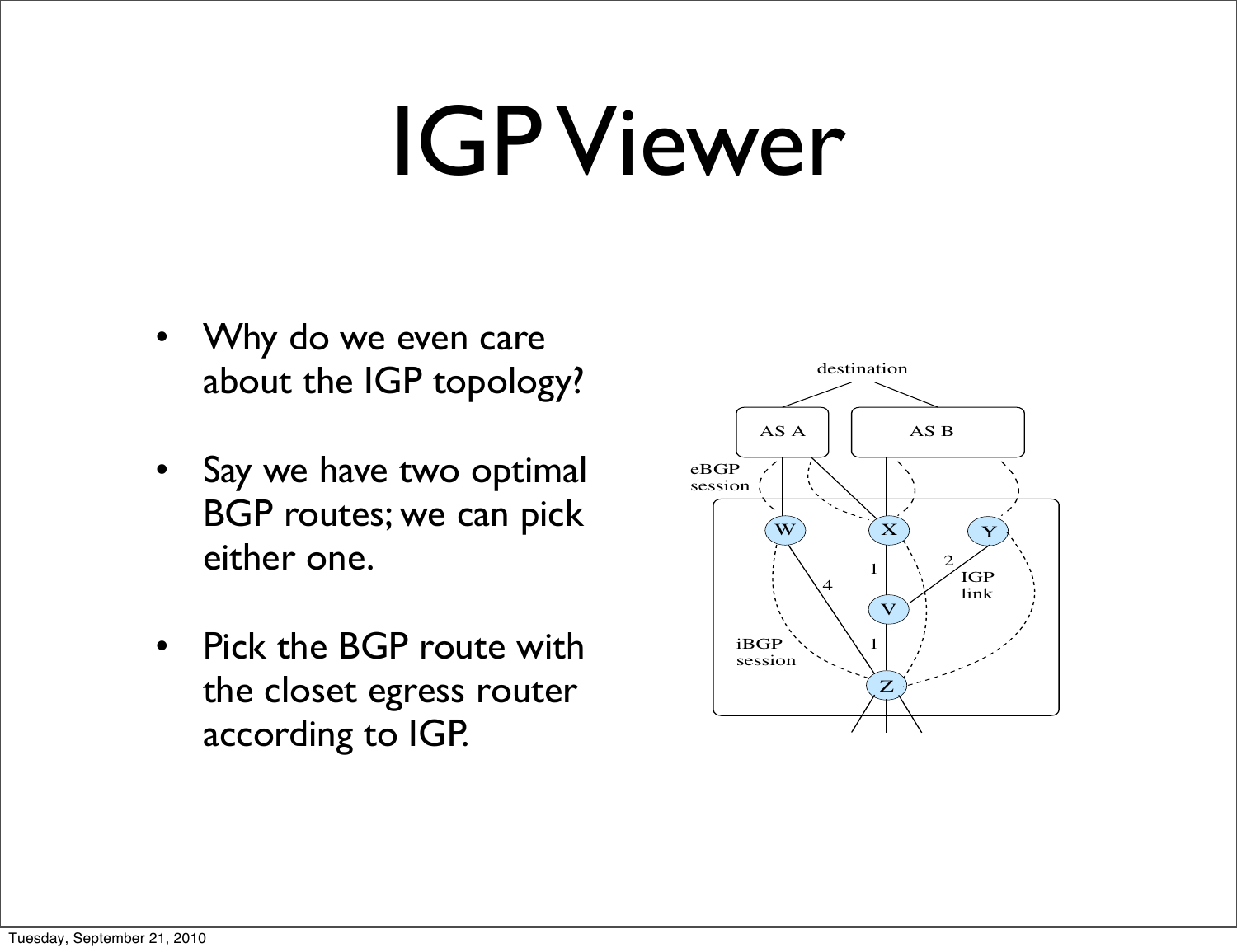# IGP Viewer

- Why do we even care about the IGP topology?
- Say we have two optimal BGP routes; we can pick either one.
- Pick the BGP route with the closet egress router according to IGP.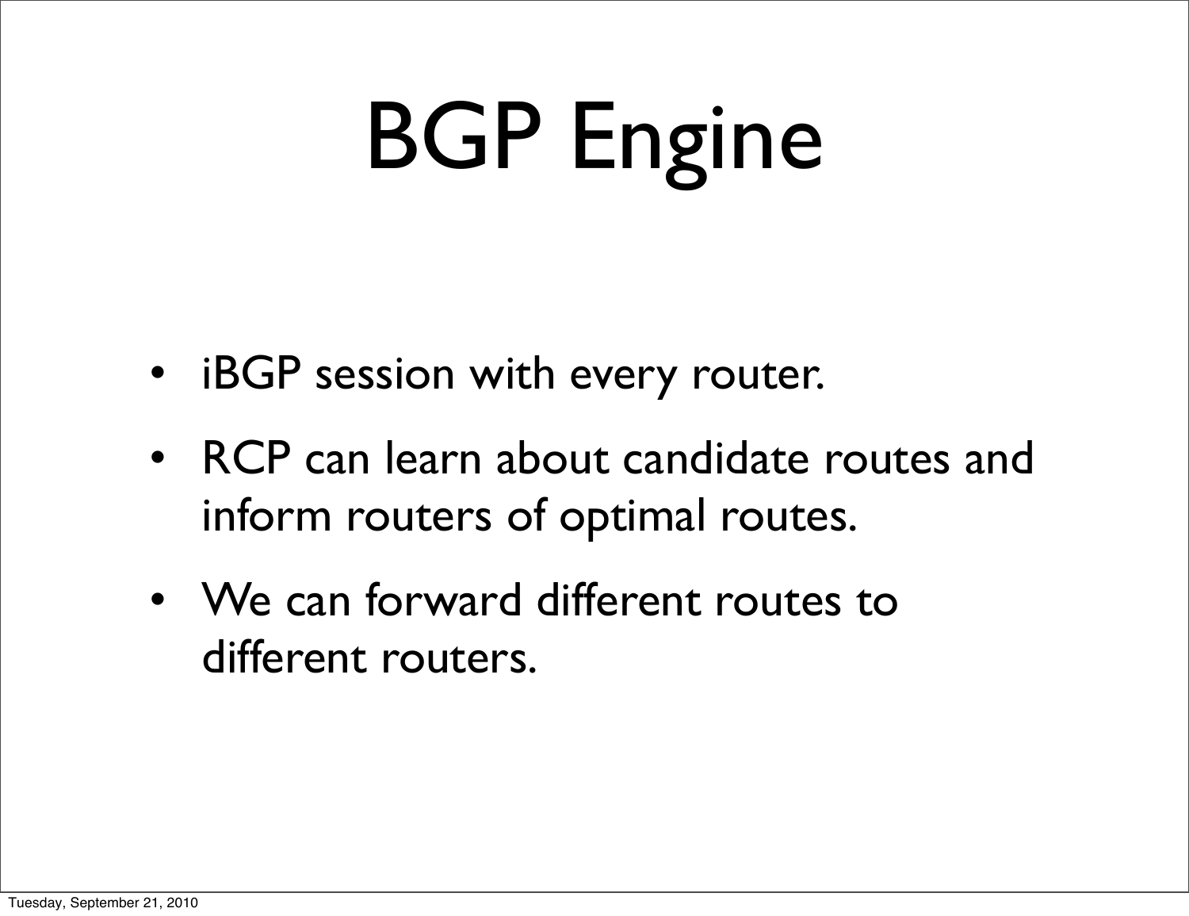# BGP Engine

- iBGP session with every router.
- RCP can learn about candidate routes and inform routers of optimal routes.
- We can forward different routes to different routers.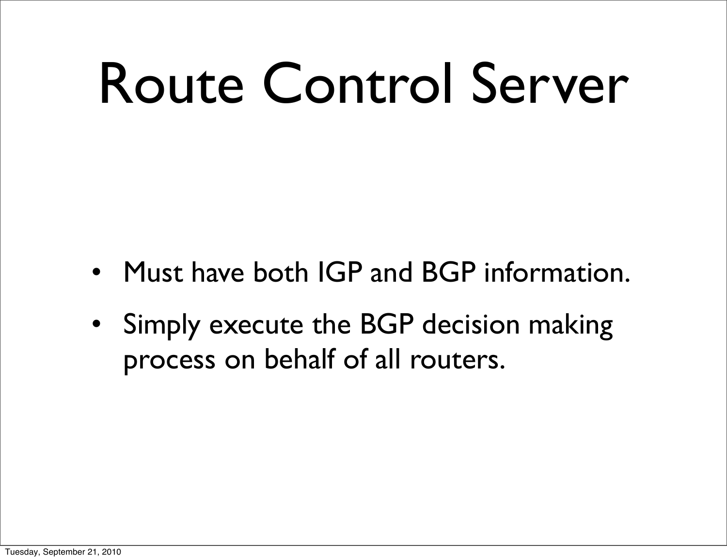# Route Control Server

- Must have both IGP and BGP information.
- Simply execute the BGP decision making process on behalf of all routers.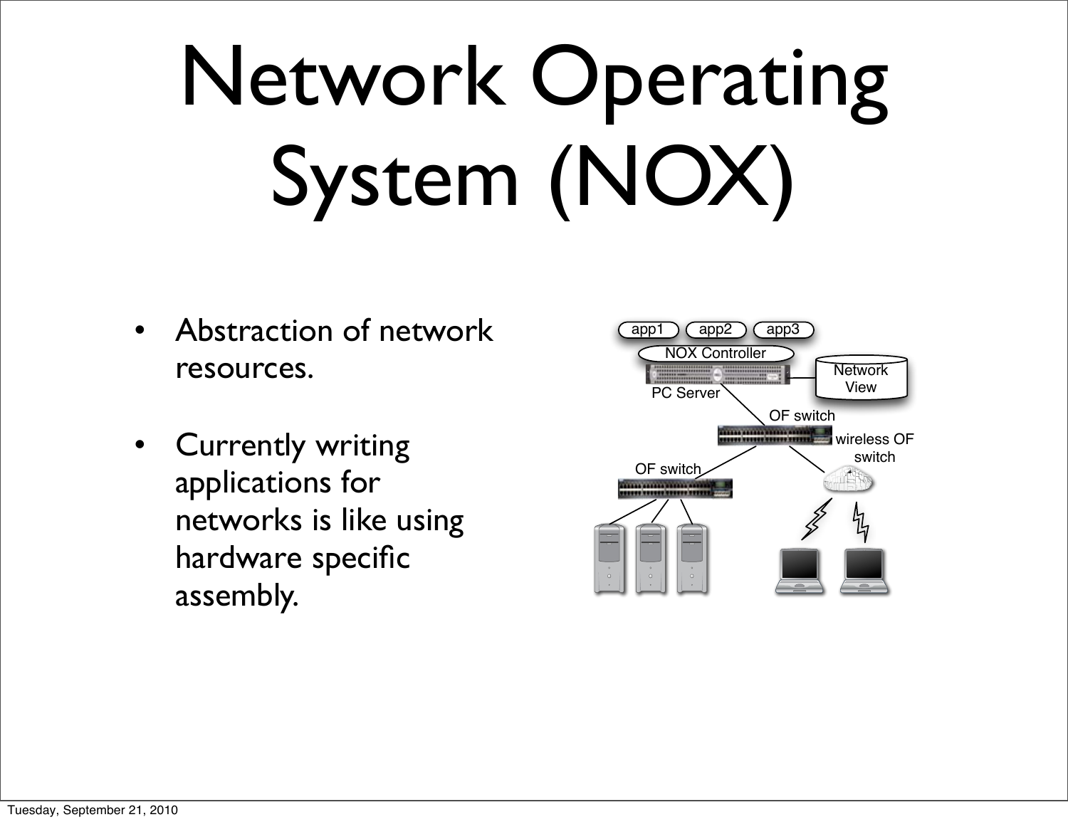# Network Operating System (NOX)

- Abstraction of network resources.
- Currently writing applications for networks is like using hardware specific assembly.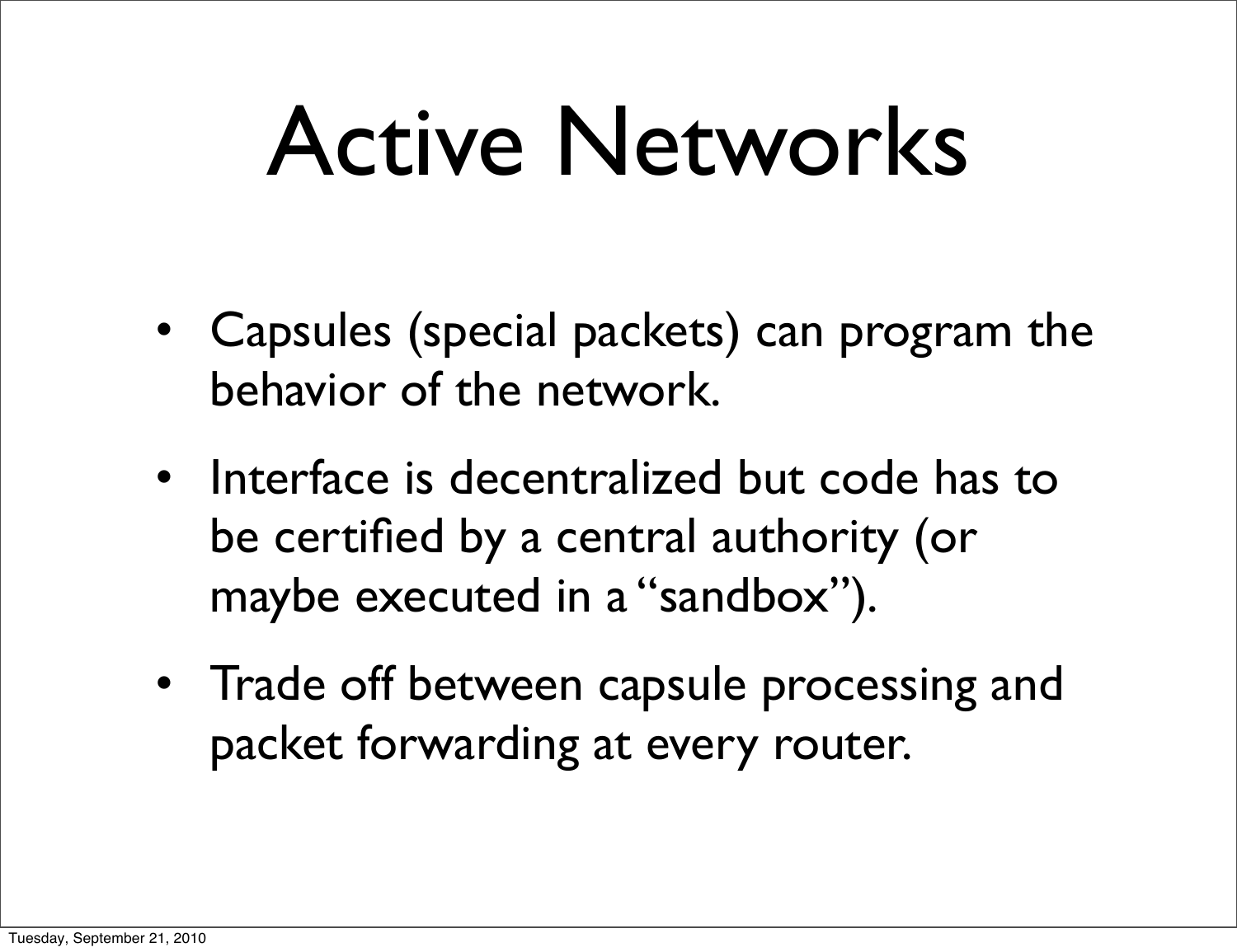# Active Networks

- Capsules (special packets) can program the behavior of the network.
- Interface is decentralized but code has to be certified by a central authority (or maybe executed in a "sandbox").
- Trade off between capsule processing and packet forwarding at every router.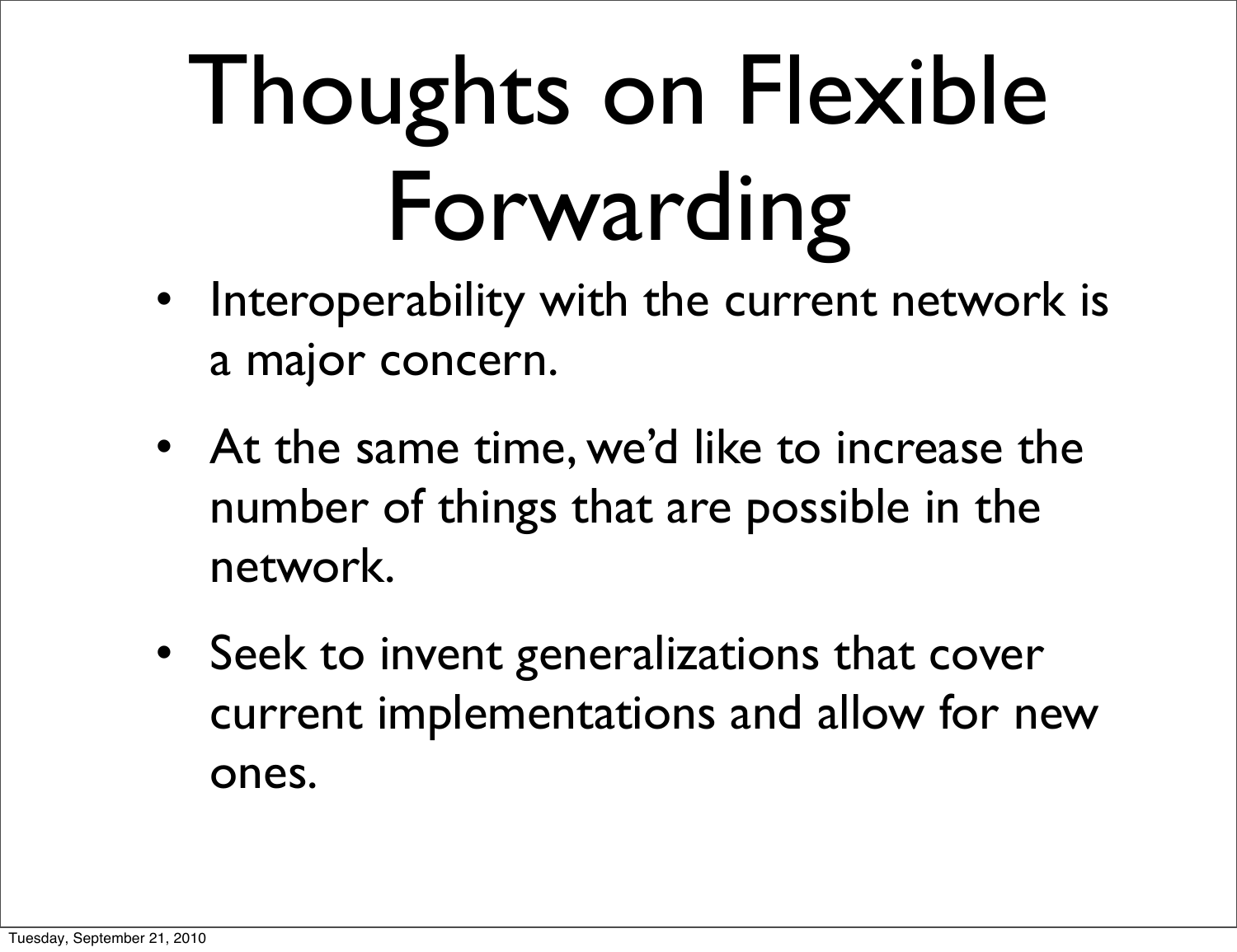# Thoughts on Flexible Forwarding

- Interoperability with the current network is a major concern.
- At the same time, we'd like to increase the number of things that are possible in the network.
- Seek to invent generalizations that cover current implementations and allow for new ones.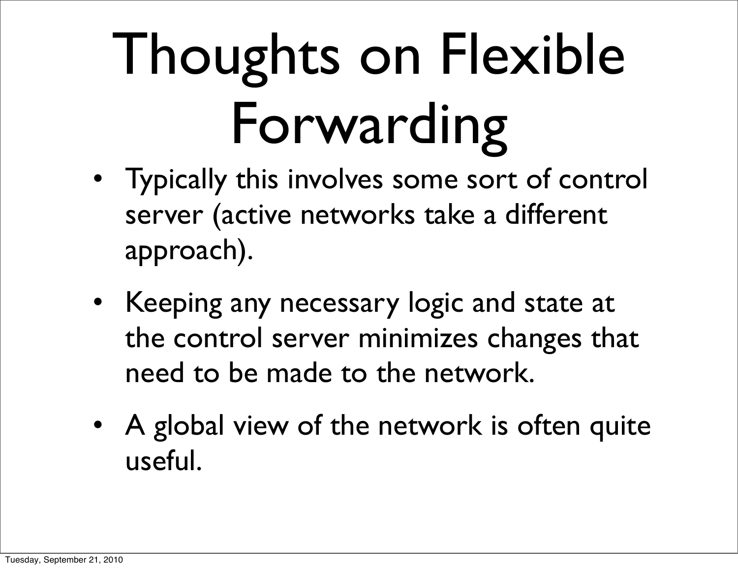# Thoughts on Flexible Forwarding

- Typically this involves some sort of control server (active networks take a different approach).
- Keeping any necessary logic and state at the control server minimizes changes that need to be made to the network.
- A global view of the network is often quite useful.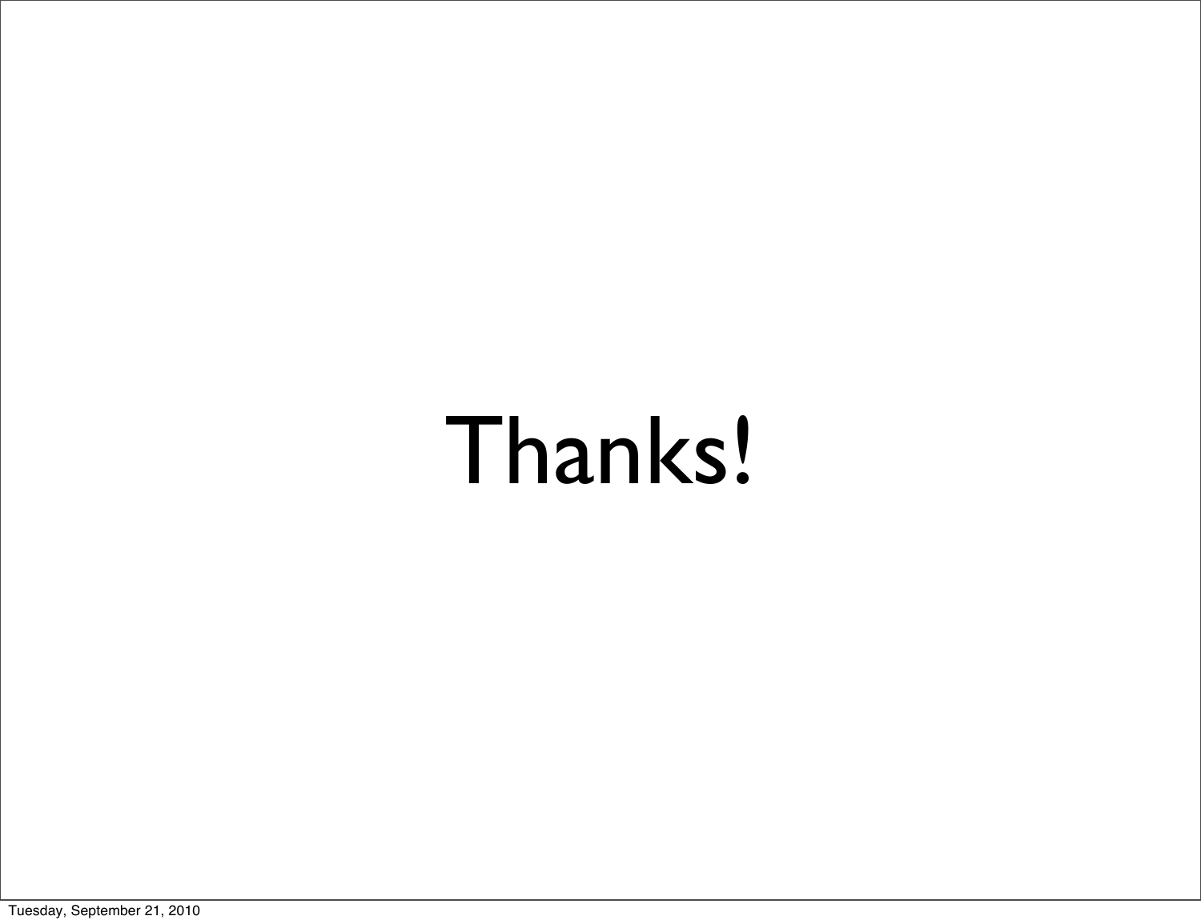Thanks!